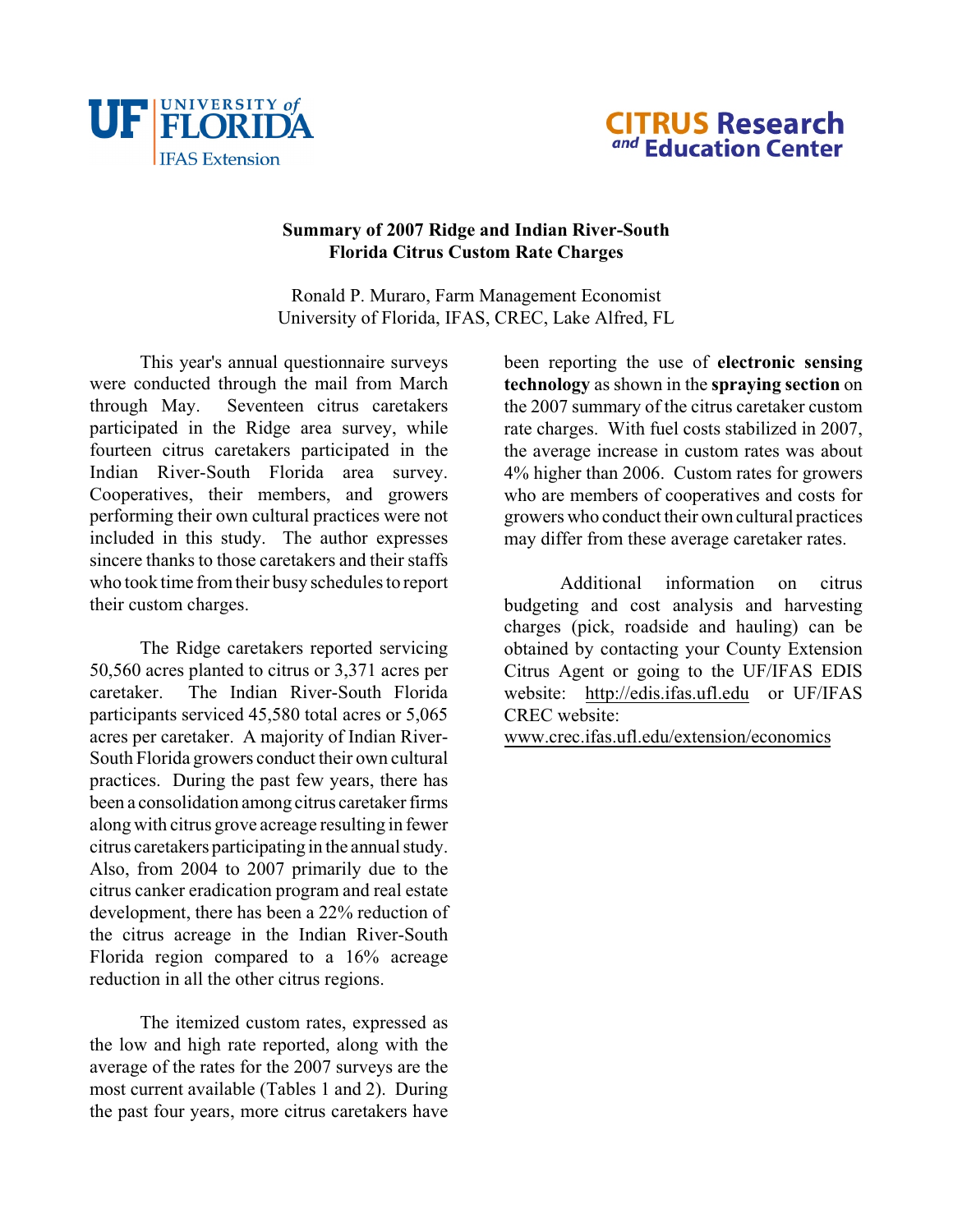# Summary of 2007 Ridge and Indian River-South Florida Citrus Custom Rate Charges

Ronald P. Muraro, Farm Management Economist
University of Florida, IFAS, CREC, Lake Alfred, FL

This year's annual questionnaire surveys were conducted through the mail from March through May. Seventeen citrus caretakers participated in the Ridge area survey, while fourteen citrus caretakers participated in the Indian River-South Florida area survey. Cooperatives, their members, and growers performing their own cultural practices were not included in this study. The author expresses sincere thanks to those caretakers and their staffs who took time from their busy schedules to report their custom charges.

The Ridge caretakers reported servicing 50,560 acres planted to citrus or 3,371 acres per caretaker. The Indian River-South Florida participants serviced 45,580 total acres or 5,065 acres per caretaker. A majority of Indian River-South Florida growers conduct their own cultural practices. During the past few years, there has been a consolidation among citrus caretaker firms along with citrus grove acreage resulting in fewer citrus caretakers participating in the annual study. Also, from 2004 to 2007 primarily due to the citrus canker eradication program and real estate development, there has been a 22% reduction of the citrus acreage in the Indian River-South Florida region compared to a 16% acreage reduction in all the other citrus regions.

The itemized custom rates, expressed as the low and high rate reported, along with the average of the rates for the 2007 surveys are the most current available (Tables 1 and 2). During the past four years, more citrus caretakers have been reporting the use of **electronic sensing technology** as shown in the **spraying section** on the 2007 summary of the citrus caretaker custom rate charges. With fuel costs stabilized in 2007, the average increase in custom rates was about 4% higher than 2006. Custom rates for growers who are members of cooperatives and costs for growers who conduct their own cultural practices may differ from these average caretaker rates.

Additional information on citrus budgeting and cost analysis and harvesting charges (pick, roadside and hauling) can be obtained by contacting your County Extension Citrus Agent or going to the UF/IFAS EDIS website: http://edis.ifas.ufl.edu or UF/IFAS CREC website: www.crec.ifas.ufl.edu/extension/economics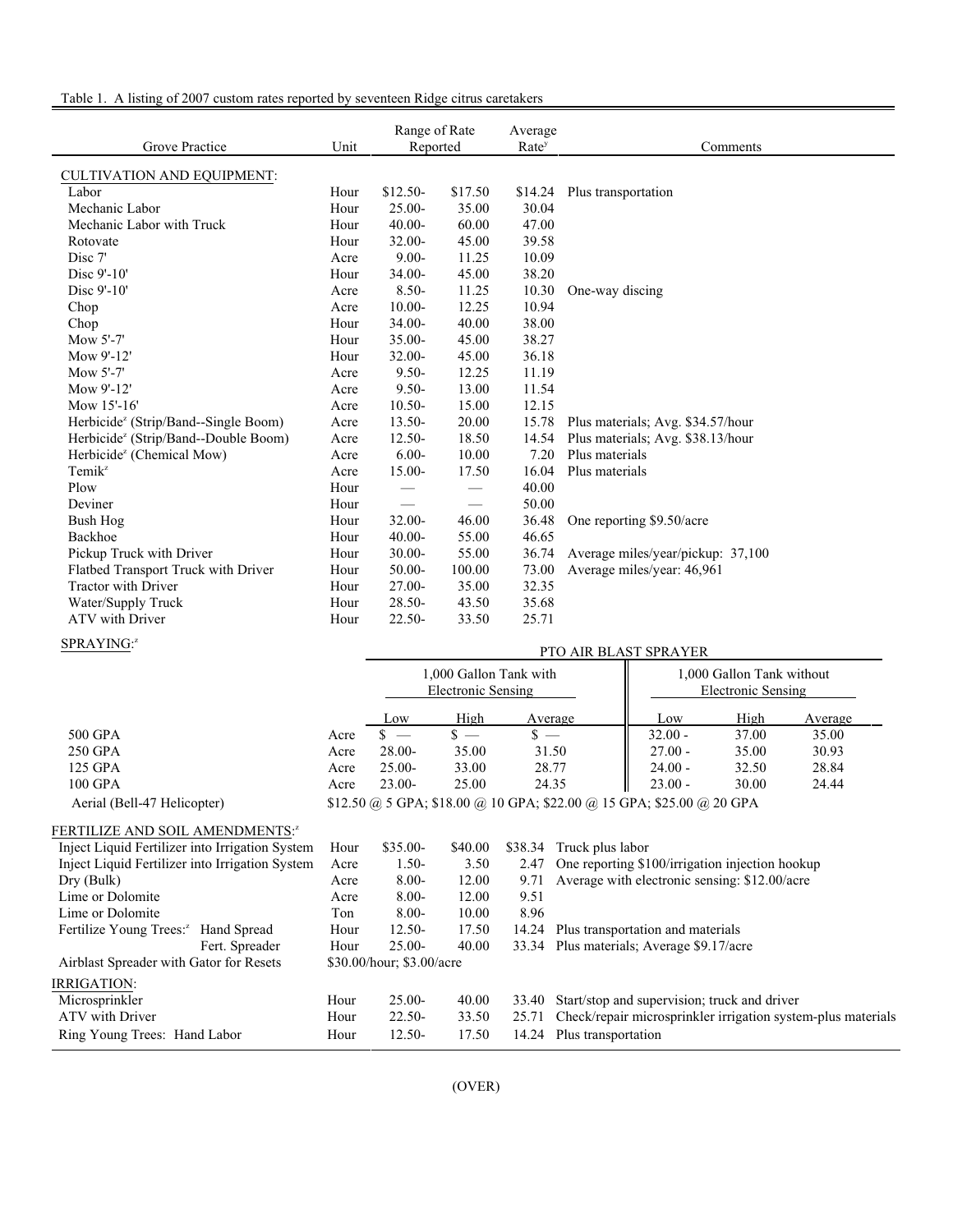Table 1. A listing of 2007 custom rates reported by seventeen Ridge citrus caretakers

| Grove Practice | Unit | Range of Rate Reported | | Average Rate[y] | Comments |
|---|---|---|---|---|---|
| CULTIVATION AND EQUIPMENT: | | | | | |
| Labor | Hour | $12.50- | $17.50 | $14.24 | Plus transportation |
| Mechanic Labor | Hour | 25.00- | 35.00 | 30.04 | |
| Mechanic Labor with Truck | Hour | 40.00- | 60.00 | 47.00 | |
| Rotovate | Hour | 32.00- | 45.00 | 39.58 | |
| Disc 7' | Acre | 9.00- | 11.25 | 10.09 | |
| Disc 9'-10' | Hour | 34.00- | 45.00 | 38.20 | |
| Disc 9'-10' | Acre | 8.50- | 11.25 | 10.30 | One-way discing |
| Chop | Acre | 10.00- | 12.25 | 10.94 | |
| Chop | Hour | 34.00- | 40.00 | 38.00 | |
| Mow 5'-7' | Hour | 35.00- | 45.00 | 38.27 | |
| Mow 9'-12' | Hour | 32.00- | 45.00 | 36.18 | |
| Mow 5'-7' | Acre | 9.50- | 12.25 | 11.19 | |
| Mow 9'-12' | Acre | 9.50- | 13.00 | 11.54 | |
| Mow 15'-16' | Acre | 10.50- | 15.00 | 12.15 | |
| Herbicide[z] (Strip/Band--Single Boom) | Acre | 13.50- | 20.00 | 15.78 | Plus materials; Avg. $34.57/hour |
| Herbicide[z] (Strip/Band--Double Boom) | Acre | 12.50- | 18.50 | 14.54 | Plus materials; Avg. $38.13/hour |
| Herbicide[z] (Chemical Mow) | Acre | 6.00- | 10.00 | 7.20 | Plus materials |
| Temik[z] | Acre | 15.00- | 17.50 | 16.04 | Plus materials |
| Plow | Hour | — | — | 40.00 | |
| Deviner | Hour | — | — | 50.00 | |
| Bush Hog | Hour | 32.00- | 46.00 | 36.48 | One reporting $9.50/acre |
| Backhoe | Hour | 40.00- | 55.00 | 46.65 | |
| Pickup Truck with Driver | Hour | 30.00- | 55.00 | 36.74 | Average miles/year/pickup: 37,100 |
| Flatbed Transport Truck with Driver | Hour | 50.00- | 100.00 | 73.00 | Average miles/year: 46,961 |
| Tractor with Driver | Hour | 27.00- | 35.00 | 32.35 | |
| Water/Supply Truck | Hour | 28.50- | 43.50 | 35.68 | |
| ATV with Driver | Hour | 22.50- | 33.50 | 25.71 | |

SPRAYING:[z]

| | | PTO AIR BLAST SPRAYER | | | | | |
|---|---|---|---|---|---|---|---|
| | | 1,000 Gallon Tank with Electronic Sensing | | | 1,000 Gallon Tank without Electronic Sensing | | |
| | | Low | High | Average | Low | High | Average |
| 500 GPA | Acre | $ — | $ — | $ — | 32.00 - | 37.00 | 35.00 |
| 250 GPA | Acre | 28.00- | 35.00 | 31.50 | 27.00 - | 35.00 | 30.93 |
| 125 GPA | Acre | 25.00- | 33.00 | 28.77 | 24.00 - | 32.50 | 28.84 |
| 100 GPA | Acre | 23.00- | 25.00 | 24.35 | 23.00 - | 30.00 | 24.44 |
| Aerial (Bell-47 Helicopter) | | $12.50 @ 5 GPA; $18.00 @ 10 GPA; $22.00 @ 15 GPA; $25.00 @ 20 GPA | | | | | |

| Grove Practice | Unit | Range of Rate Reported | | Average Rate[y] | Comments |
|---|---|---|---|---|---|
| FERTILIZE AND SOIL AMENDMENTS:[z] | | | | | |
| Inject Liquid Fertilizer into Irrigation System | Hour | $35.00- | $40.00 | $38.34 | Truck plus labor |
| Inject Liquid Fertilizer into Irrigation System | Acre | 1.50- | 3.50 | 2.47 | One reporting $100/irrigation injection hookup |
| Dry (Bulk) | Acre | 8.00- | 12.00 | 9.71 | Average with electronic sensing: $12.00/acre |
| Lime or Dolomite | Acre | 8.00- | 12.00 | 9.51 | |
| Lime or Dolomite | Ton | 8.00- | 10.00 | 8.96 | |
| Fertilize Young Trees:[z] Hand Spread | Hour | 12.50- | 17.50 | 14.24 | Plus transportation and materials |
| Fert. Spreader | Hour | 25.00- | 40.00 | 33.34 | Plus materials; Average $9.17/acre |
| Airblast Spreader with Gator for Resets | | $30.00/hour; $3.00/acre | | | |
| IRRIGATION: | | | | | |
| Microsprinkler | Hour | 25.00- | 40.00 | 33.40 | Start/stop and supervision; truck and driver |
| ATV with Driver | Hour | 22.50- | 33.50 | 25.71 | Check/repair microsprinkler irrigation system-plus materials |
| Ring Young Trees: Hand Labor | Hour | 12.50- | 17.50 | 14.24 | Plus transportation |

(OVER)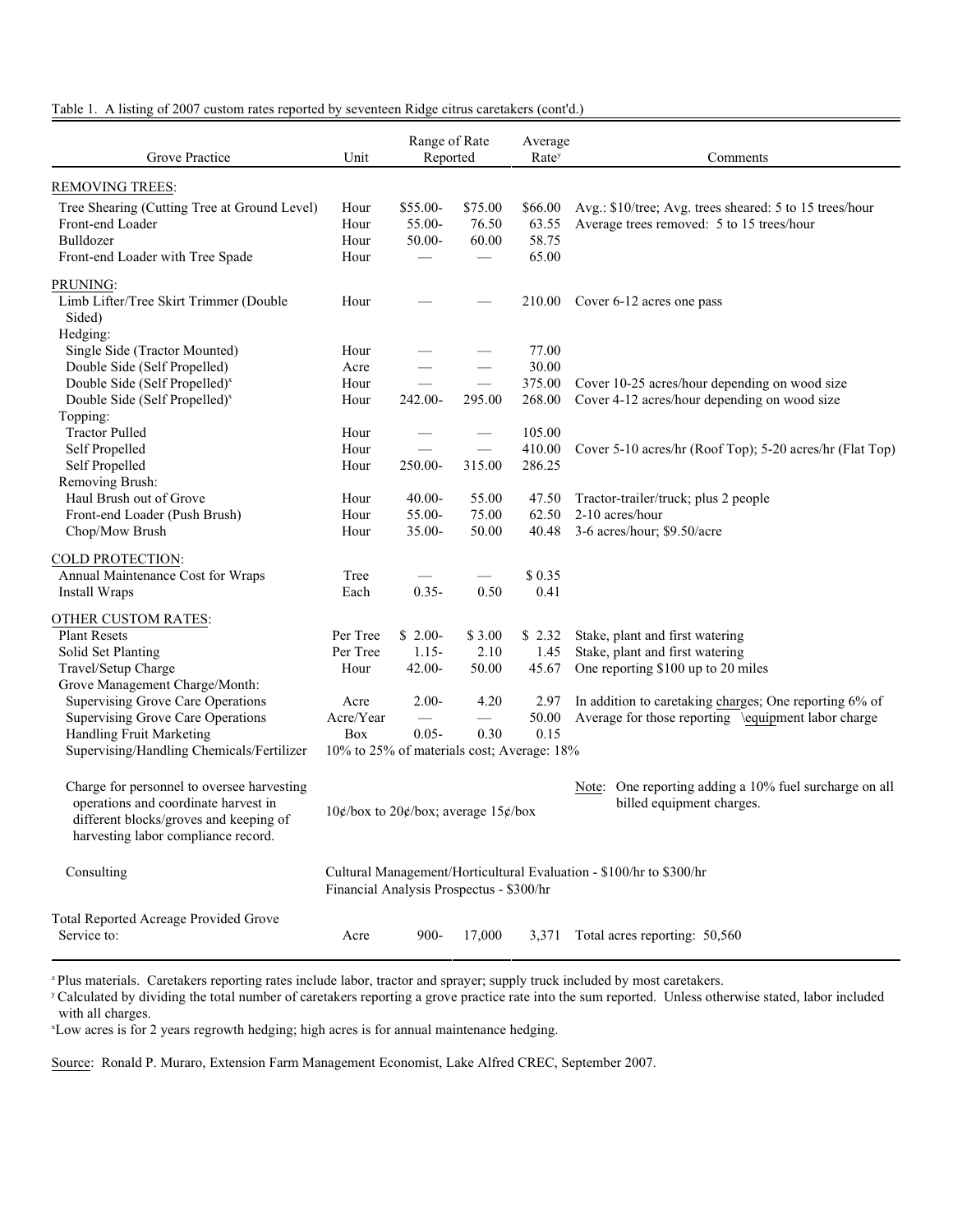Table 1. A listing of 2007 custom rates reported by seventeen Ridge citrus caretakers (cont'd.)

| Grove Practice | Unit | Range of Rate Reported | | Average Rate[y] | Comments |
|---|---|---|---|---|---|
| REMOVING TREES: | | | | | |
| Tree Shearing (Cutting Tree at Ground Level) | Hour | $55.00- | $75.00 | $66.00 | Avg.: $10/tree; Avg. trees sheared: 5 to 15 trees/hour |
| Front-end Loader | Hour | 55.00- | 76.50 | 63.55 | Average trees removed: 5 to 15 trees/hour |
| Bulldozer | Hour | 50.00- | 60.00 | 58.75 | |
| Front-end Loader with Tree Spade | Hour | — | — | 65.00 | |
| PRUNING: | | | | | |
| Limb Lifter/Tree Skirt Trimmer (Double Sided) | Hour | — | — | 210.00 | Cover 6-12 acres one pass |
| Hedging: | | | | | |
| Single Side (Tractor Mounted) | Hour | — | — | 77.00 | |
| Double Side (Self Propelled) | Acre | — | — | 30.00 | |
| Double Side (Self Propelled)[x] | Hour | — | — | 375.00 | Cover 10-25 acres/hour depending on wood size |
| Double Side (Self Propelled)[x] | Hour | 242.00- | 295.00 | 268.00 | Cover 4-12 acres/hour depending on wood size |
| Topping: | | | | | |
| Tractor Pulled | Hour | — | — | 105.00 | |
| Self Propelled | Hour | — | — | 410.00 | Cover 5-10 acres/hr (Roof Top); 5-20 acres/hr (Flat Top) |
| Self Propelled | Hour | 250.00- | 315.00 | 286.25 | |
| Removing Brush: | | | | | |
| Haul Brush out of Grove | Hour | 40.00- | 55.00 | 47.50 | Tractor-trailer/truck; plus 2 people |
| Front-end Loader (Push Brush) | Hour | 55.00- | 75.00 | 62.50 | 2-10 acres/hour |
| Chop/Mow Brush | Hour | 35.00- | 50.00 | 40.48 | 3-6 acres/hour; $9.50/acre |
| COLD PROTECTION: | | | | | |
| Annual Maintenance Cost for Wraps | Tree | — | — | $ 0.35 | |
| Install Wraps | Each | 0.35- | 0.50 | 0.41 | |
| OTHER CUSTOM RATES: | | | | | |
| Plant Resets | Per Tree | $ 2.00- | $ 3.00 | $ 2.32 | Stake, plant and first watering |
| Solid Set Planting | Per Tree | 1.15- | 2.10 | 1.45 | Stake, plant and first watering |
| Travel/Setup Charge | Hour | 42.00- | 50.00 | 45.67 | One reporting $100 up to 20 miles |
| Grove Management Charge/Month: | | | | | |
| Supervising Grove Care Operations | Acre | 2.00- | 4.20 | 2.97 | In addition to caretaking charges; One reporting 6% of |
| Supervising Grove Care Operations | Acre/Year | — | — | 50.00 | Average for those reporting equipment labor charge |
| Handling Fruit Marketing | Box | 0.05- | 0.30 | 0.15 | |
| Supervising/Handling Chemicals/Fertilizer | 10% to 25% of materials cost; Average: 18% | | | | |
| Charge for personnel to oversee harvesting operations and coordinate harvest in different blocks/groves and keeping of harvesting labor compliance record. | 10¢/box to 20¢/box; average 15¢/box | | | | Note: One reporting adding a 10% fuel surcharge on all billed equipment charges. |
| Consulting | Cultural Management/Horticultural Evaluation - $100/hr to $300/hr; Financial Analysis Prospectus - $300/hr | | | | |
| Total Reported Acreage Provided Grove Service to: | Acre | 900- | 17,000 | 3,371 | Total acres reporting: 50,560 |

[z] Plus materials. Caretakers reporting rates include labor, tractor and sprayer; supply truck included by most caretakers.

[y] Calculated by dividing the total number of caretakers reporting a grove practice rate into the sum reported. Unless otherwise stated, labor included with all charges.

[x] Low acres is for 2 years regrowth hedging; high acres is for annual maintenance hedging.

Source: Ronald P. Muraro, Extension Farm Management Economist, Lake Alfred CREC, September 2007.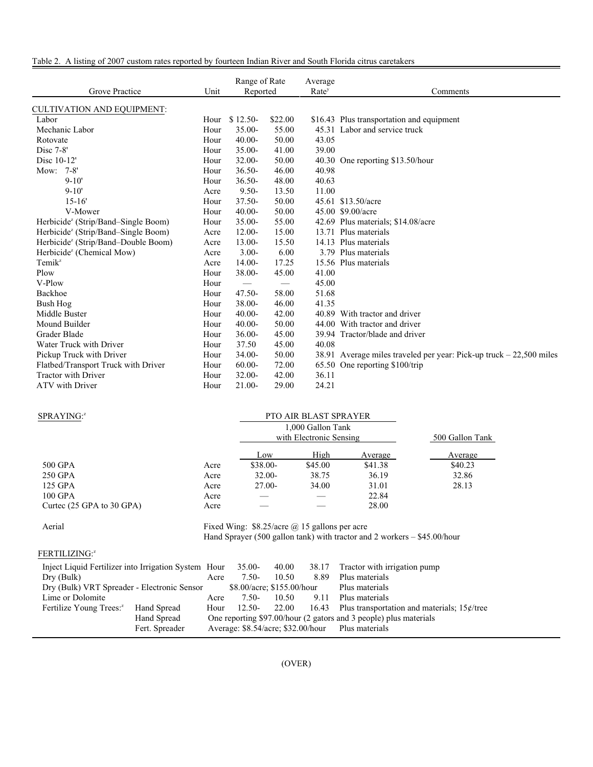Table 2. A listing of 2007 custom rates reported by fourteen Indian River and South Florida citrus caretakers

| Grove Practice | Unit | Range of Rate Reported | | Average Rate[y] | Comments |
|---|---|---|---|---|---|
| CULTIVATION AND EQUIPMENT: | | | | | |
| Labor | Hour | $ 12.50- | $22.00 | $16.43 | Plus transportation and equipment |
| Mechanic Labor | Hour | 35.00- | 55.00 | 45.31 | Labor and service truck |
| Rotovate | Hour | 40.00- | 50.00 | 43.05 | |
| Disc 7-8' | Hour | 35.00- | 41.00 | 39.00 | |
| Disc 10-12' | Hour | 32.00- | 50.00 | 40.30 | One reporting $13.50/hour |
| Mow: 7-8' | Hour | 36.50- | 46.00 | 40.98 | |
| 9-10' | Hour | 36.50- | 48.00 | 40.63 | |
| 9-10' | Acre | 9.50- | 13.50 | 11.00 | |
| 15-16' | Hour | 37.50- | 50.00 | 45.61 | $13.50/acre |
| V-Mower | Hour | 40.00- | 50.00 | 45.00 | $9.00/acre |
| Herbicide[z] (Strip/Band–Single Boom) | Hour | 35.00- | 55.00 | 42.69 | Plus materials; $14.08/acre |
| Herbicide[z] (Strip/Band–Single Boom) | Acre | 12.00- | 15.00 | 13.71 | Plus materials |
| Herbicide[z] (Strip/Band–Double Boom) | Acre | 13.00- | 15.50 | 14.13 | Plus materials |
| Herbicide[z] (Chemical Mow) | Acre | 3.00- | 6.00 | 3.79 | Plus materials |
| Temik[z] | Acre | 14.00- | 17.25 | 15.56 | Plus materials |
| Plow | Hour | 38.00- | 45.00 | 41.00 | |
| V-Plow | Hour | — | — | 45.00 | |
| Backhoe | Hour | 47.50- | 58.00 | 51.68 | |
| Bush Hog | Hour | 38.00- | 46.00 | 41.35 | |
| Middle Buster | Hour | 40.00- | 42.00 | 40.89 | With tractor and driver |
| Mound Builder | Hour | 40.00- | 50.00 | 44.00 | With tractor and driver |
| Grader Blade | Hour | 36.00- | 45.00 | 39.94 | Tractor/blade and driver |
| Water Truck with Driver | Hour | 37.50 | 45.00 | 40.08 | |
| Pickup Truck with Driver | Hour | 34.00- | 50.00 | 38.91 | Average miles traveled per year: Pick-up truck – 22,500 miles |
| Flatbed/Transport Truck with Driver | Hour | 60.00- | 72.00 | 65.50 | One reporting $100/trip |
| Tractor with Driver | Hour | 32.00- | 42.00 | 36.11 | |
| ATV with Driver | Hour | 21.00- | 29.00 | 24.21 | |

SPRAYING:[z]

| | | PTO AIR BLAST SPRAYER 1,000 Gallon Tank with Electronic Sensing | | | 500 Gallon Tank |
|---|---|---|---|---|---|
| | | Low | High | Average | Average |
| 500 GPA | Acre | $38.00- | $45.00 | $41.38 | $40.23 |
| 250 GPA | Acre | 32.00- | 38.75 | 36.19 | 32.86 |
| 125 GPA | Acre | 27.00- | 34.00 | 31.01 | 28.13 |
| 100 GPA | Acre | — | — | 22.84 | |
| Curtec (25 GPA to 30 GPA) | Acre | — | — | 28.00 | |

Aerial: Fixed Wing: $8.25/acre @ 15 gallons per acre
Hand Sprayer (500 gallon tank) with tractor and 2 workers – $45.00/hour

FERTILIZING:[z]

| Practice | Unit | Range of Rate Reported | | Average Rate | Comments |
|---|---|---|---|---|---|
| Inject Liquid Fertilizer into Irrigation System | Hour | 35.00- | 40.00 | 38.17 | Tractor with irrigation pump |
| Dry (Bulk) | Acre | 7.50- | 10.50 | 8.89 | Plus materials |
| Dry (Bulk) VRT Spreader - Electronic Sensor | | $8.00/acre; $155.00/hour | | | Plus materials |
| Lime or Dolomite | Acre | 7.50- | 10.50 | 9.11 | Plus materials |
| Fertilize Young Trees:[z] Hand Spread | Hour | 12.50- | 22.00 | 16.43 | Plus transportation and materials; 15¢/tree |
| Hand Spread | | One reporting $97.00/hour (2 gators and 3 people) plus materials | | | |
| Fert. Spreader | | Average: $8.54/acre; $32.00/hour | | | Plus materials |

(OVER)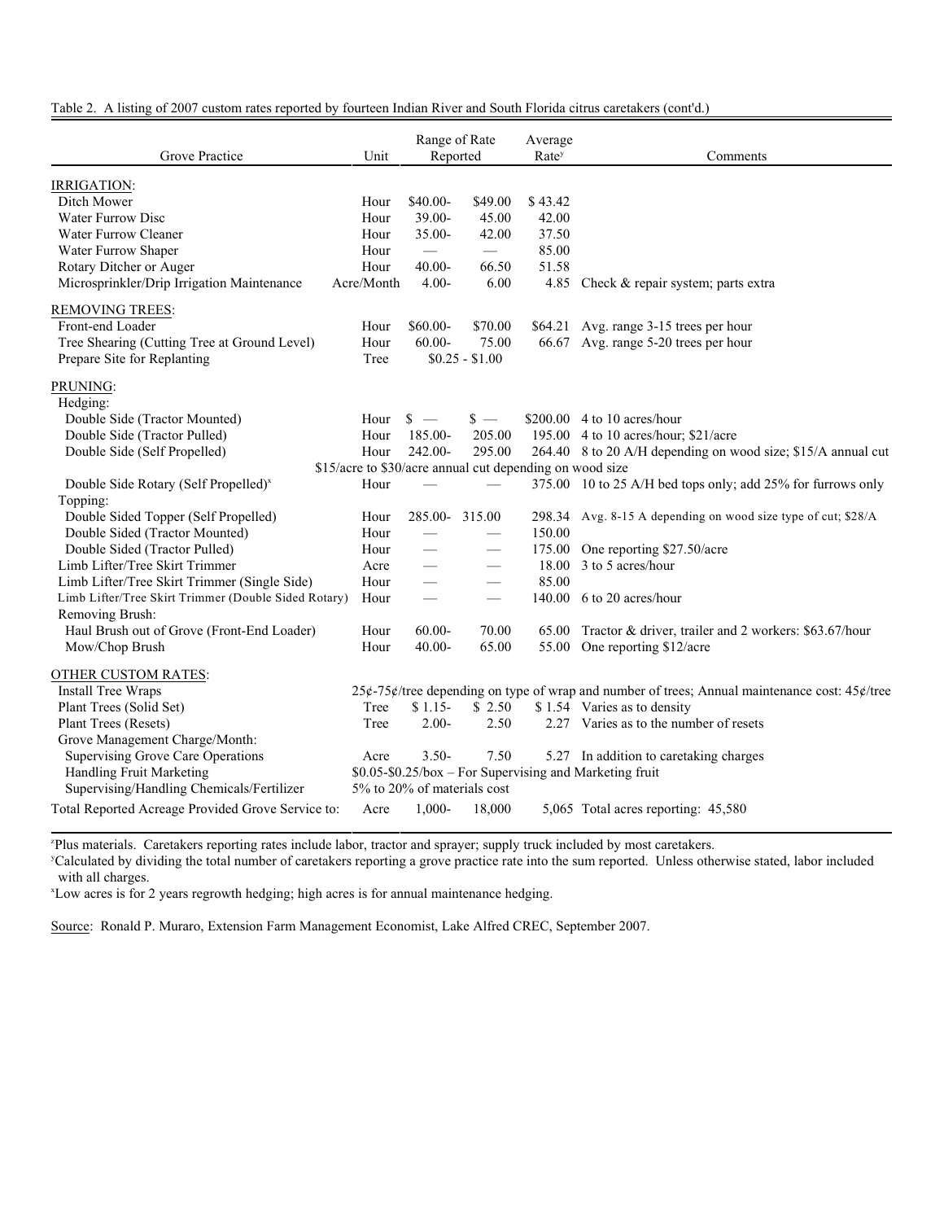Table 2. A listing of 2007 custom rates reported by fourteen Indian River and South Florida citrus caretakers (cont'd.)

| Grove Practice | Unit | Range of Rate Reported | | Average Rate[y] | Comments |
|---|---|---|---|---|---|
| IRRIGATION: | | | | | |
| Ditch Mower | Hour | $40.00- | $49.00 | $ 43.42 | |
| Water Furrow Disc | Hour | 39.00- | 45.00 | 42.00 | |
| Water Furrow Cleaner | Hour | 35.00- | 42.00 | 37.50 | |
| Water Furrow Shaper | Hour | — | — | 85.00 | |
| Rotary Ditcher or Auger | Hour | 40.00- | 66.50 | 51.58 | |
| Microsprinkler/Drip Irrigation Maintenance | Acre/Month | 4.00- | 6.00 | 4.85 | Check & repair system; parts extra |
| REMOVING TREES: | | | | | |
| Front-end Loader | Hour | $60.00- | $70.00 | $64.21 | Avg. range 3-15 trees per hour |
| Tree Shearing (Cutting Tree at Ground Level) | Hour | 60.00- | 75.00 | 66.67 | Avg. range 5-20 trees per hour |
| Prepare Site for Replanting | Tree | $0.25 - $1.00 | | | |
| PRUNING: | | | | | |
| Hedging: | | | | | |
| Double Side (Tractor Mounted) | Hour | $ — | $ — | $200.00 | 4 to 10 acres/hour |
| Double Side (Tractor Pulled) | Hour | 185.00- | 205.00 | 195.00 | 4 to 10 acres/hour; $21/acre |
| Double Side (Self Propelled) | Hour | 242.00- | 295.00 | 264.40 | 8 to 20 A/H depending on wood size; $15/A annual cut |
| | $15/acre to $30/acre annual cut depending on wood size | | | | |
| Double Side Rotary (Self Propelled)[x] | Hour | — | — | 375.00 | 10 to 25 A/H bed tops only; add 25% for furrows only |
| Topping: | | | | | |
| Double Sided Topper (Self Propelled) | Hour | 285.00- | 315.00 | 298.34 | Avg. 8-15 A depending on wood size type of cut; $28/A |
| Double Sided (Tractor Mounted) | Hour | — | — | 150.00 | |
| Double Sided (Tractor Pulled) | Hour | — | — | 175.00 | One reporting $27.50/acre |
| Limb Lifter/Tree Skirt Trimmer | Acre | — | — | 18.00 | 3 to 5 acres/hour |
| Limb Lifter/Tree Skirt Trimmer (Single Side) | Hour | — | — | 85.00 | |
| Limb Lifter/Tree Skirt Trimmer (Double Sided Rotary) | Hour | — | — | 140.00 | 6 to 20 acres/hour |
| Removing Brush: | | | | | |
| Haul Brush out of Grove (Front-End Loader) | Hour | 60.00- | 70.00 | 65.00 | Tractor & driver, trailer and 2 workers: $63.67/hour |
| Mow/Chop Brush | Hour | 40.00- | 65.00 | 55.00 | One reporting $12/acre |
| OTHER CUSTOM RATES: | | | | | |
| Install Tree Wraps | 25¢-75¢/tree depending on type of wrap and number of trees; Annual maintenance cost: 45¢/tree | | | | |
| Plant Trees (Solid Set) | Tree | $ 1.15- | $ 2.50 | $ 1.54 | Varies as to density |
| Plant Trees (Resets) | Tree | 2.00- | 2.50 | 2.27 | Varies as to the number of resets |
| Grove Management Charge/Month: | | | | | |
| Supervising Grove Care Operations | Acre | 3.50- | 7.50 | 5.27 | In addition to caretaking charges |
| Handling Fruit Marketing | $0.05-$0.25/box – For Supervising and Marketing fruit | | | | |
| Supervising/Handling Chemicals/Fertilizer | 5% to 20% of materials cost | | | | |
| Total Reported Acreage Provided Grove Service to: | Acre | 1,000- | 18,000 | 5,065 | Total acres reporting: 45,580 |

[z]Plus materials. Caretakers reporting rates include labor, tractor and sprayer; supply truck included by most caretakers.

[y]Calculated by dividing the total number of caretakers reporting a grove practice rate into the sum reported. Unless otherwise stated, labor included with all charges.

[x]Low acres is for 2 years regrowth hedging; high acres is for annual maintenance hedging.

Source: Ronald P. Muraro, Extension Farm Management Economist, Lake Alfred CREC, September 2007.